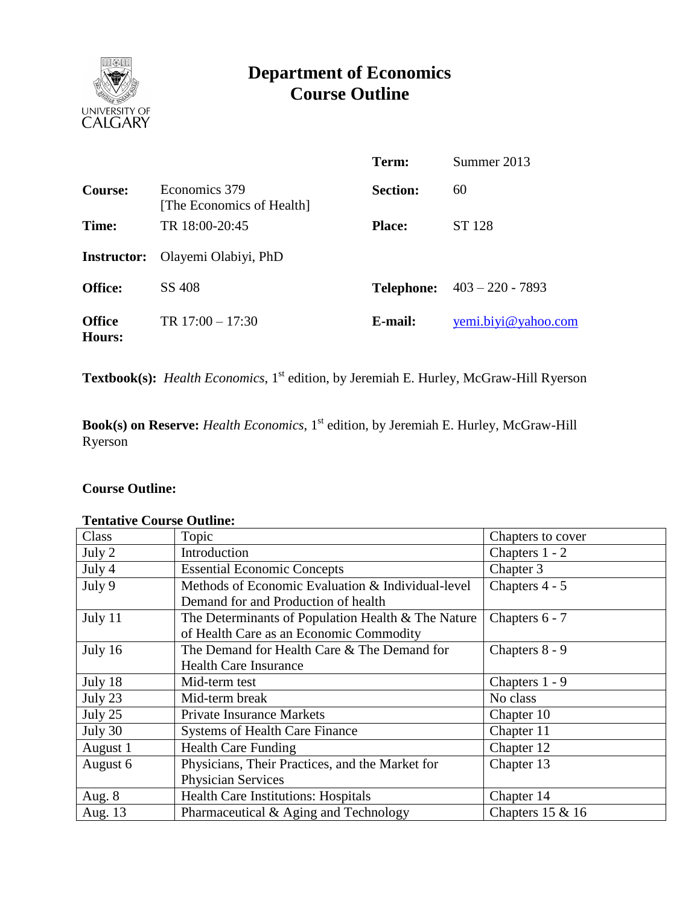UNIVERSITY OF CALGARY

# Department of Economics
# Course Outline

| | | | |
|---|---|---|---|
| | | **Term:** | Summer 2013 |
| **Course:** | Economics 379 [The Economics of Health] | **Section:** | 60 |
| **Time:** | TR 18:00-20:45 | **Place:** | ST 128 |
| **Instructor:** | Olayemi Olabiyi, PhD | | |
| **Office:** | SS 408 | **Telephone:** | 403 – 220 - 7893 |
| **Office Hours:** | TR 17:00 – 17:30 | **E-mail:** | yemi.biyi@yahoo.com |

**Textbook(s):** *Health Economics*, 1st edition, by Jeremiah E. Hurley, McGraw-Hill Ryerson

**Book(s) on Reserve:** *Health Economics*, 1st edition, by Jeremiah E. Hurley, McGraw-Hill Ryerson

**Course Outline:**

**Tentative Course Outline:**

| Class | Topic | Chapters to cover |
|---|---|---|
| July 2 | Introduction | Chapters 1 - 2 |
| July 4 | Essential Economic Concepts | Chapter 3 |
| July 9 | Methods of Economic Evaluation & Individual-level Demand for and Production of health | Chapters 4 - 5 |
| July 11 | The Determinants of Population Health & The Nature of Health Care as an Economic Commodity | Chapters 6 - 7 |
| July 16 | The Demand for Health Care & The Demand for Health Care Insurance | Chapters 8 - 9 |
| July 18 | Mid-term test | Chapters 1 - 9 |
| July 23 | Mid-term break | No class |
| July 25 | Private Insurance Markets | Chapter 10 |
| July 30 | Systems of Health Care Finance | Chapter 11 |
| August 1 | Health Care Funding | Chapter 12 |
| August 6 | Physicians, Their Practices, and the Market for Physician Services | Chapter 13 |
| Aug. 8 | Health Care Institutions: Hospitals | Chapter 14 |
| Aug. 13 | Pharmaceutical & Aging and Technology | Chapters 15 & 16 |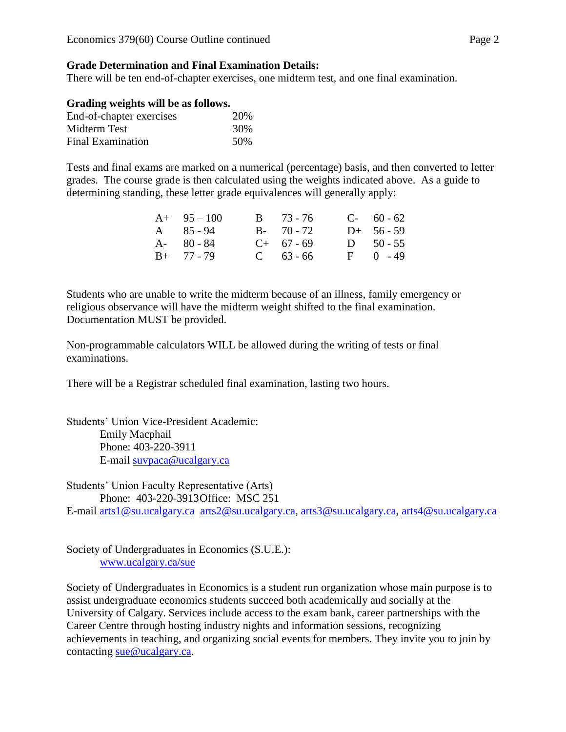**Grade Determination and Final Examination Details:**
There will be ten end-of-chapter exercises, one midterm test, and one final examination.

**Grading weights will be as follows.**

| | |
|---|---|
| End-of-chapter exercises | 20% |
| Midterm Test | 30% |
| Final Examination | 50% |

Tests and final exams are marked on a numerical (percentage) basis, and then converted to letter grades. The course grade is then calculated using the weights indicated above. As a guide to determining standing, these letter grade equivalences will generally apply:

| | | | | | |
|---|---|---|---|---|---|
| A+ | 95 – 100 | B | 73 - 76 | C- | 60 - 62 |
| A | 85 - 94 | B- | 70 - 72 | D+ | 56 - 59 |
| A- | 80 - 84 | C+ | 67 - 69 | D | 50 - 55 |
| B+ | 77 - 79 | C | 63 - 66 | F | 0 - 49 |

Students who are unable to write the midterm because of an illness, family emergency or religious observance will have the midterm weight shifted to the final examination. Documentation MUST be provided.

Non-programmable calculators WILL be allowed during the writing of tests or final examinations.

There will be a Registrar scheduled final examination, lasting two hours.

Students' Union Vice-President Academic:
Emily Macphail
Phone: 403-220-3911
E-mail suvpaca@ucalgary.ca

Students' Union Faculty Representative (Arts)
Phone: 403-220-3913Office: MSC 251
E-mail arts1@su.ucalgary.ca arts2@su.ucalgary.ca, arts3@su.ucalgary.ca, arts4@su.ucalgary.ca

Society of Undergraduates in Economics (S.U.E.):
www.ucalgary.ca/sue

Society of Undergraduates in Economics is a student run organization whose main purpose is to assist undergraduate economics students succeed both academically and socially at the University of Calgary. Services include access to the exam bank, career partnerships with the Career Centre through hosting industry nights and information sessions, recognizing achievements in teaching, and organizing social events for members. They invite you to join by contacting sue@ucalgary.ca.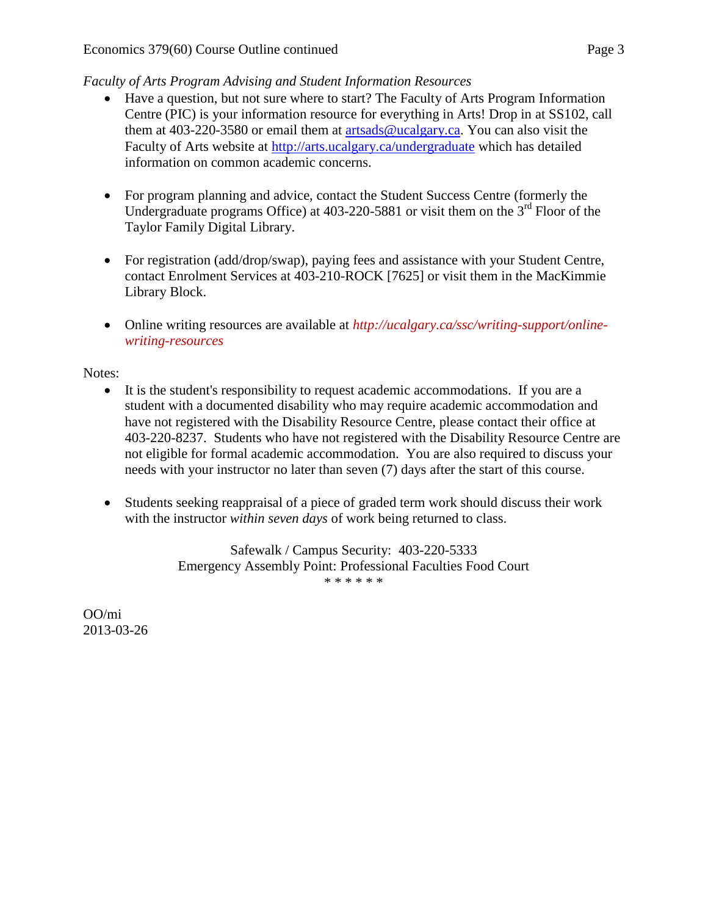*Faculty of Arts Program Advising and Student Information Resources*

- Have a question, but not sure where to start? The Faculty of Arts Program Information Centre (PIC) is your information resource for everything in Arts! Drop in at SS102, call them at 403-220-3580 or email them at artsads@ucalgary.ca. You can also visit the Faculty of Arts website at http://arts.ucalgary.ca/undergraduate which has detailed information on common academic concerns.

- For program planning and advice, contact the Student Success Centre (formerly the Undergraduate programs Office) at 403-220-5881 or visit them on the 3rd Floor of the Taylor Family Digital Library.

- For registration (add/drop/swap), paying fees and assistance with your Student Centre, contact Enrolment Services at 403-210-ROCK [7625] or visit them in the MacKimmie Library Block.

- Online writing resources are available at *http://ucalgary.ca/ssc/writing-support/online-writing-resources*

Notes:

- It is the student's responsibility to request academic accommodations. If you are a student with a documented disability who may require academic accommodation and have not registered with the Disability Resource Centre, please contact their office at 403-220-8237. Students who have not registered with the Disability Resource Centre are not eligible for formal academic accommodation. You are also required to discuss your needs with your instructor no later than seven (7) days after the start of this course.

- Students seeking reappraisal of a piece of graded term work should discuss their work with the instructor *within seven days* of work being returned to class.

Safewalk / Campus Security: 403-220-5333
Emergency Assembly Point: Professional Faculties Food Court
* * * * * *

OO/mi
2013-03-26